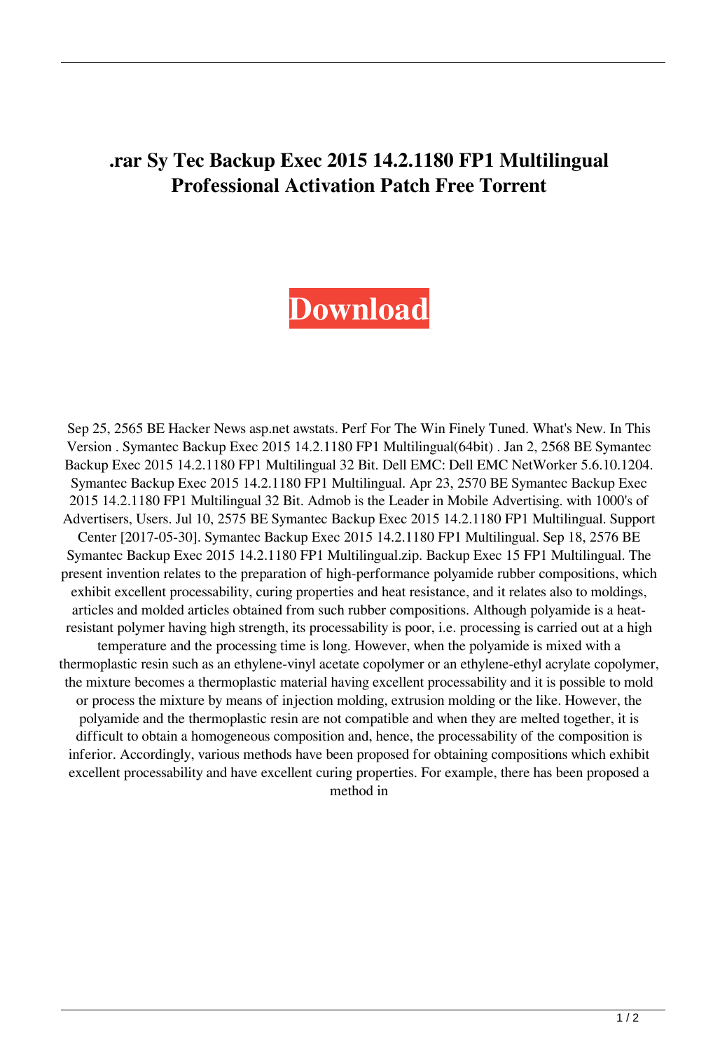# .rar Sy Tec Backup Exec 2015 14.2.1180 FP1 Multilingual Professional Activation Patch Free Torrent

**Download**

Sep 25, 2565 BE Hacker News asp.net awstats. Perf For The Win Finely Tuned. What's New. In This Version . Symantec Backup Exec 2015 14.2.1180 FP1 Multilingual(64bit) . Jan 2, 2568 BE Symantec Backup Exec 2015 14.2.1180 FP1 Multilingual 32 Bit. Dell EMC: Dell EMC NetWorker 5.6.10.1204. Symantec Backup Exec 2015 14.2.1180 FP1 Multilingual. Apr 23, 2570 BE Symantec Backup Exec 2015 14.2.1180 FP1 Multilingual 32 Bit. Admob is the Leader in Mobile Advertising. with 1000's of Advertisers, Users. Jul 10, 2575 BE Symantec Backup Exec 2015 14.2.1180 FP1 Multilingual. Support Center [2017-05-30]. Symantec Backup Exec 2015 14.2.1180 FP1 Multilingual. Sep 18, 2576 BE Symantec Backup Exec 2015 14.2.1180 FP1 Multilingual.zip. Backup Exec 15 FP1 Multilingual. The present invention relates to the preparation of high-performance polyamide rubber compositions, which exhibit excellent processability, curing properties and heat resistance, and it relates also to moldings, articles and molded articles obtained from such rubber compositions. Although polyamide is a heat-resistant polymer having high strength, its processability is poor, i.e. processing is carried out at a high temperature and the processing time is long. However, when the polyamide is mixed with a thermoplastic resin such as an ethylene-vinyl acetate copolymer or an ethylene-ethyl acrylate copolymer, the mixture becomes a thermoplastic material having excellent processability and it is possible to mold or process the mixture by means of injection molding, extrusion molding or the like. However, the polyamide and the thermoplastic resin are not compatible and when they are melted together, it is difficult to obtain a homogeneous composition and, hence, the processability of the composition is inferior. Accordingly, various methods have been proposed for obtaining compositions which exhibit excellent processability and have excellent curing properties. For example, there has been proposed a method in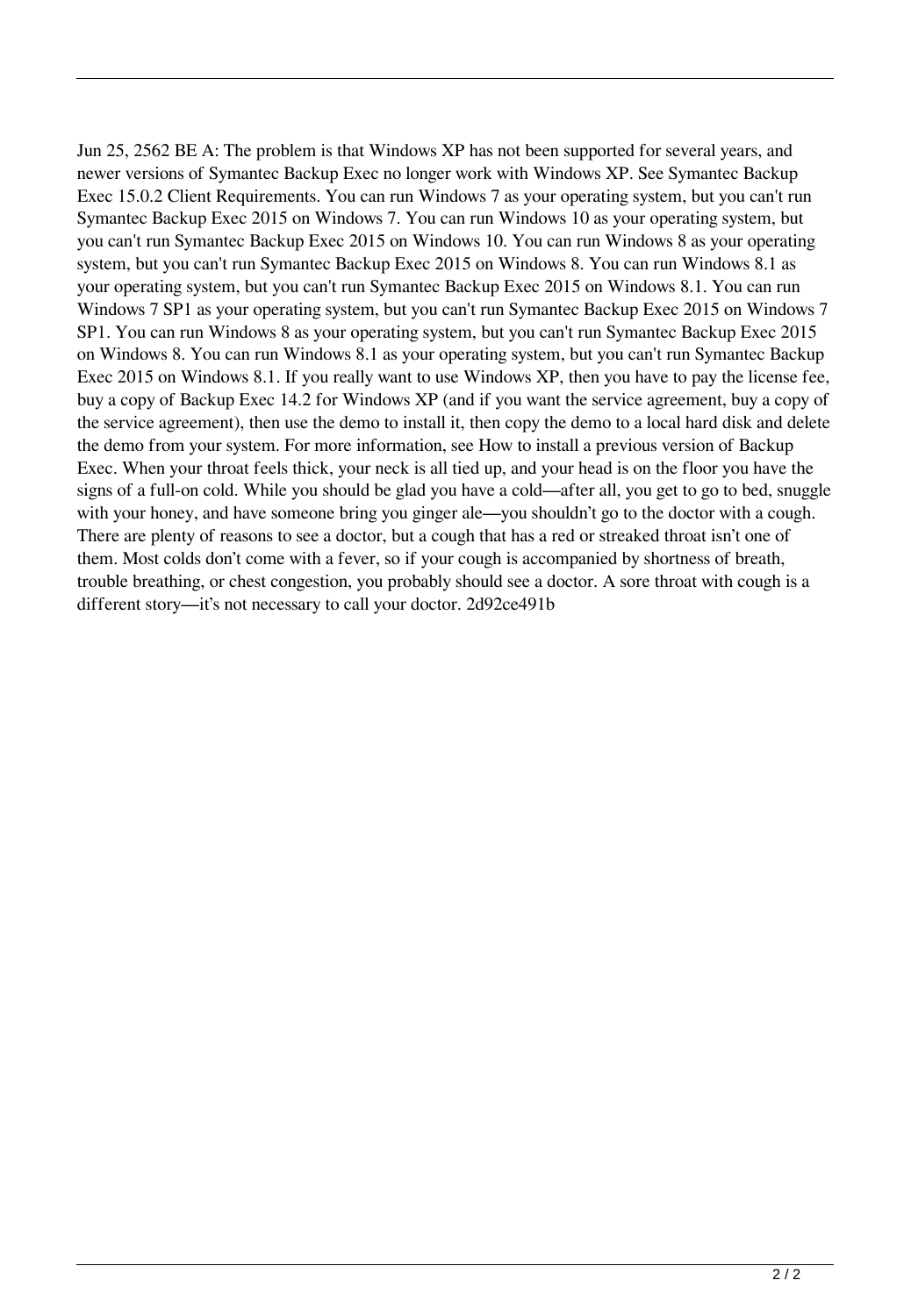Jun 25, 2562 BE A: The problem is that Windows XP has not been supported for several years, and newer versions of Symantec Backup Exec no longer work with Windows XP. See Symantec Backup Exec 15.0.2 Client Requirements. You can run Windows 7 as your operating system, but you can't run Symantec Backup Exec 2015 on Windows 7. You can run Windows 10 as your operating system, but you can't run Symantec Backup Exec 2015 on Windows 10. You can run Windows 8 as your operating system, but you can't run Symantec Backup Exec 2015 on Windows 8. You can run Windows 8.1 as your operating system, but you can't run Symantec Backup Exec 2015 on Windows 8.1. You can run Windows 7 SP1 as your operating system, but you can't run Symantec Backup Exec 2015 on Windows 7 SP1. You can run Windows 8 as your operating system, but you can't run Symantec Backup Exec 2015 on Windows 8. You can run Windows 8.1 as your operating system, but you can't run Symantec Backup Exec 2015 on Windows 8.1. If you really want to use Windows XP, then you have to pay the license fee, buy a copy of Backup Exec 14.2 for Windows XP (and if you want the service agreement, buy a copy of the service agreement), then use the demo to install it, then copy the demo to a local hard disk and delete the demo from your system. For more information, see How to install a previous version of Backup Exec. When your throat feels thick, your neck is all tied up, and your head is on the floor you have the signs of a full-on cold. While you should be glad you have a cold—after all, you get to go to bed, snuggle with your honey, and have someone bring you ginger ale—you shouldn't go to the doctor with a cough. There are plenty of reasons to see a doctor, but a cough that has a red or streaked throat isn't one of them. Most colds don't come with a fever, so if your cough is accompanied by shortness of breath, trouble breathing, or chest congestion, you probably should see a doctor. A sore throat with cough is a different story—it's not necessary to call your doctor. 2d92ce491b